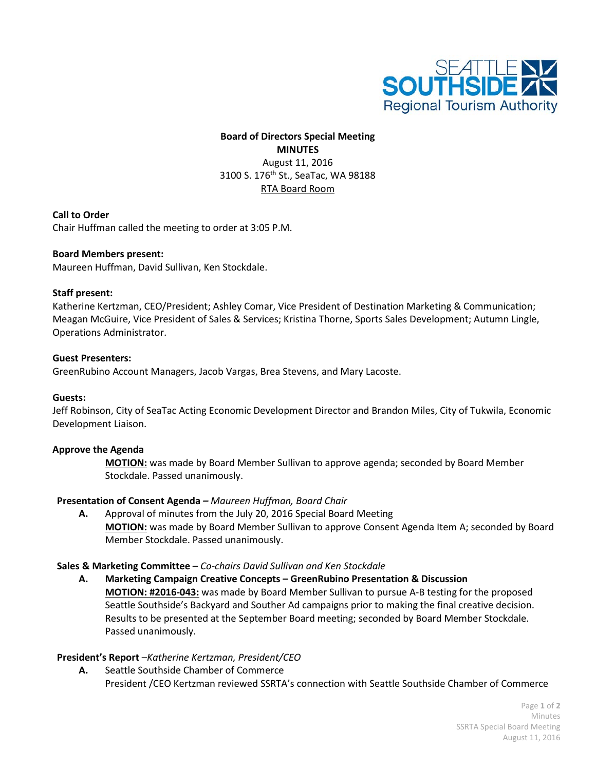**Board of Directors Special Meeting**
**MINUTES**
August 11, 2016
3100 S. 176th St., SeaTac, WA 98188
RTA Board Room

**Call to Order**
Chair Huffman called the meeting to order at 3:05 P.M.

**Board Members present:**
Maureen Huffman, David Sullivan, Ken Stockdale.

**Staff present:**
Katherine Kertzman, CEO/President; Ashley Comar, Vice President of Destination Marketing & Communication; Meagan McGuire, Vice President of Sales & Services; Kristina Thorne, Sports Sales Development; Autumn Lingle, Operations Administrator.

**Guest Presenters:**
GreenRubino Account Managers, Jacob Vargas, Brea Stevens, and Mary Lacoste.

**Guests:**
Jeff Robinson, City of SeaTac Acting Economic Development Director and Brandon Miles, City of Tukwila, Economic Development Liaison.

**Approve the Agenda**

**MOTION:** was made by Board Member Sullivan to approve agenda; seconded by Board Member Stockdale. Passed unanimously.

**Presentation of Consent Agenda –** *Maureen Huffman, Board Chair*

**A.** Approval of minutes from the July 20, 2016 Special Board Meeting
**MOTION:** was made by Board Member Sullivan to approve Consent Agenda Item A; seconded by Board Member Stockdale. Passed unanimously.

**Sales & Marketing Committee** – *Co-chairs David Sullivan and Ken Stockdale*

**A. Marketing Campaign Creative Concepts – GreenRubino Presentation & Discussion**
**MOTION: #2016-043:** was made by Board Member Sullivan to pursue A-B testing for the proposed Seattle Southside's Backyard and Souther Ad campaigns prior to making the final creative decision. Results to be presented at the September Board meeting; seconded by Board Member Stockdale. Passed unanimously.

**President's Report** –*Katherine Kertzman, President/CEO*

**A.** Seattle Southside Chamber of Commerce
President /CEO Kertzman reviewed SSRTA's connection with Seattle Southside Chamber of Commerce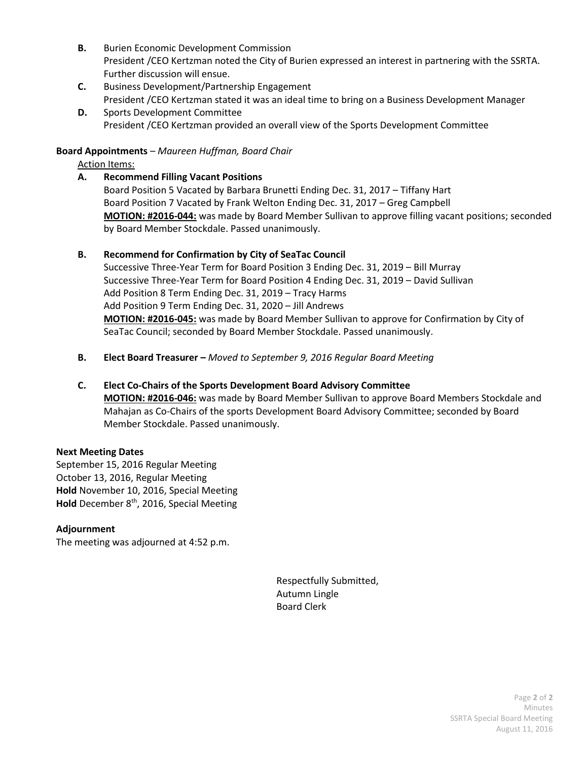**B.** Burien Economic Development Commission
President /CEO Kertzman noted the City of Burien expressed an interest in partnering with the SSRTA. Further discussion will ensue.

**C.** Business Development/Partnership Engagement
President /CEO Kertzman stated it was an ideal time to bring on a Business Development Manager

**D.** Sports Development Committee
President /CEO Kertzman provided an overall view of the Sports Development Committee

**Board Appointments** – *Maureen Huffman, Board Chair*

Action Items:

**A. Recommend Filling Vacant Positions**
Board Position 5 Vacated by Barbara Brunetti Ending Dec. 31, 2017 – Tiffany Hart
Board Position 7 Vacated by Frank Welton Ending Dec. 31, 2017 – Greg Campbell
**MOTION: #2016-044:** was made by Board Member Sullivan to approve filling vacant positions; seconded by Board Member Stockdale. Passed unanimously.

**B. Recommend for Confirmation by City of SeaTac Council**
Successive Three-Year Term for Board Position 3 Ending Dec. 31, 2019 – Bill Murray
Successive Three-Year Term for Board Position 4 Ending Dec. 31, 2019 – David Sullivan
Add Position 8 Term Ending Dec. 31, 2019 – Tracy Harms
Add Position 9 Term Ending Dec. 31, 2020 – Jill Andrews
**MOTION: #2016-045:** was made by Board Member Sullivan to approve for Confirmation by City of SeaTac Council; seconded by Board Member Stockdale. Passed unanimously.

**B. Elect Board Treasurer –** *Moved to September 9, 2016 Regular Board Meeting*

**C. Elect Co-Chairs of the Sports Development Board Advisory Committee**
**MOTION: #2016-046:** was made by Board Member Sullivan to approve Board Members Stockdale and Mahajan as Co-Chairs of the sports Development Board Advisory Committee; seconded by Board Member Stockdale. Passed unanimously.

**Next Meeting Dates**
September 15, 2016 Regular Meeting
October 13, 2016, Regular Meeting
**Hold** November 10, 2016, Special Meeting
**Hold** December 8th, 2016, Special Meeting

**Adjournment**
The meeting was adjourned at 4:52 p.m.

Respectfully Submitted,
Autumn Lingle
Board Clerk